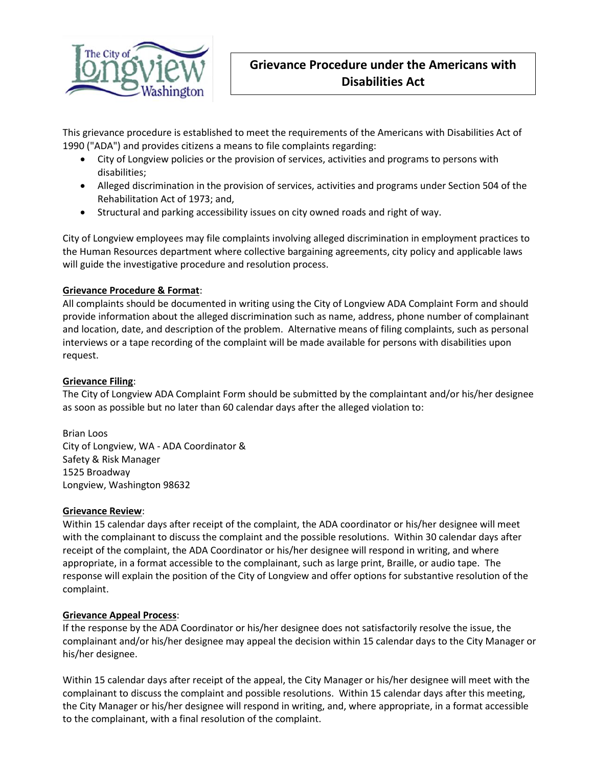# Grievance Procedure under the Americans with Disabilities Act

This grievance procedure is established to meet the requirements of the Americans with Disabilities Act of 1990 ("ADA") and provides citizens a means to file complaints regarding:

- City of Longview policies or the provision of services, activities and programs to persons with disabilities;
- Alleged discrimination in the provision of services, activities and programs under Section 504 of the Rehabilitation Act of 1973; and,
- Structural and parking accessibility issues on city owned roads and right of way.

City of Longview employees may file complaints involving alleged discrimination in employment practices to the Human Resources department where collective bargaining agreements, city policy and applicable laws will guide the investigative procedure and resolution process.

**Grievance Procedure & Format**:
All complaints should be documented in writing using the City of Longview ADA Complaint Form and should provide information about the alleged discrimination such as name, address, phone number of complainant and location, date, and description of the problem. Alternative means of filing complaints, such as personal interviews or a tape recording of the complaint will be made available for persons with disabilities upon request.

**Grievance Filing**:
The City of Longview ADA Complaint Form should be submitted by the complaintant and/or his/her designee as soon as possible but no later than 60 calendar days after the alleged violation to:

Brian Loos
City of Longview, WA - ADA Coordinator &
Safety & Risk Manager
1525 Broadway
Longview, Washington 98632

**Grievance Review**:
Within 15 calendar days after receipt of the complaint, the ADA coordinator or his/her designee will meet with the complainant to discuss the complaint and the possible resolutions. Within 30 calendar days after receipt of the complaint, the ADA Coordinator or his/her designee will respond in writing, and where appropriate, in a format accessible to the complainant, such as large print, Braille, or audio tape. The response will explain the position of the City of Longview and offer options for substantive resolution of the complaint.

**Grievance Appeal Process**:
If the response by the ADA Coordinator or his/her designee does not satisfactorily resolve the issue, the complainant and/or his/her designee may appeal the decision within 15 calendar days to the City Manager or his/her designee.

Within 15 calendar days after receipt of the appeal, the City Manager or his/her designee will meet with the complainant to discuss the complaint and possible resolutions. Within 15 calendar days after this meeting, the City Manager or his/her designee will respond in writing, and, where appropriate, in a format accessible to the complainant, with a final resolution of the complaint.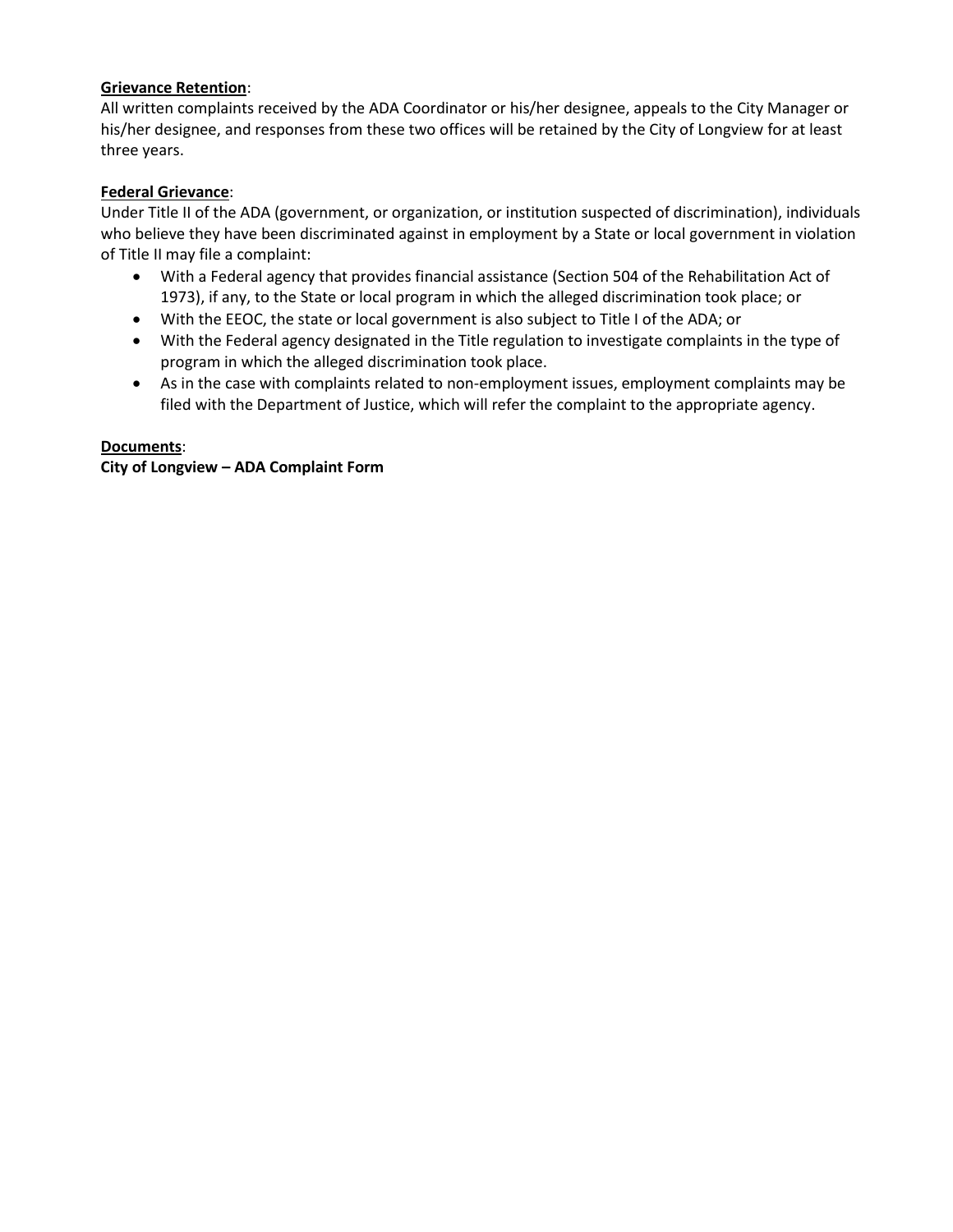**Grievance Retention**:
All written complaints received by the ADA Coordinator or his/her designee, appeals to the City Manager or his/her designee, and responses from these two offices will be retained by the City of Longview for at least three years.

**Federal Grievance**:
Under Title II of the ADA (government, or organization, or institution suspected of discrimination), individuals who believe they have been discriminated against in employment by a State or local government in violation of Title II may file a complaint:

- With a Federal agency that provides financial assistance (Section 504 of the Rehabilitation Act of 1973), if any, to the State or local program in which the alleged discrimination took place; or
- With the EEOC, the state or local government is also subject to Title I of the ADA; or
- With the Federal agency designated in the Title regulation to investigate complaints in the type of program in which the alleged discrimination took place.
- As in the case with complaints related to non-employment issues, employment complaints may be filed with the Department of Justice, which will refer the complaint to the appropriate agency.

**Documents**:
**City of Longview – ADA Complaint Form**